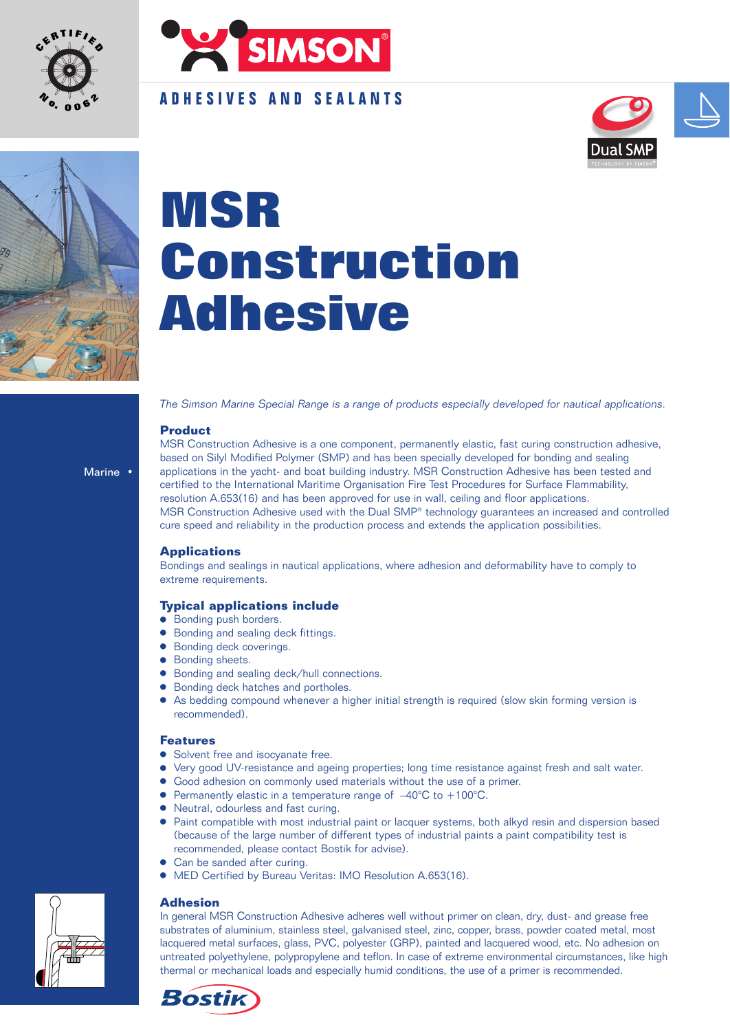SIMSON®

ADHESIVES AND SEALANTS

Dual SMP

# MSR Construction Adhesive

Marine •

*The Simson Marine Special Range is a range of products especially developed for nautical applications.*

## Product

MSR Construction Adhesive is a one component, permanently elastic, fast curing construction adhesive, based on Silyl Modified Polymer (SMP) and has been specially developed for bonding and sealing applications in the yacht- and boat building industry. MSR Construction Adhesive has been tested and certified to the International Maritime Organisation Fire Test Procedures for Surface Flammability, resolution A.653(16) and has been approved for use in wall, ceiling and floor applications.
MSR Construction Adhesive used with the Dual SMP® technology guarantees an increased and controlled cure speed and reliability in the production process and extends the application possibilities.

## Applications

Bondings and sealings in nautical applications, where adhesion and deformability have to comply to extreme requirements.

## Typical applications include

- Bonding push borders.
- Bonding and sealing deck fittings.
- Bonding deck coverings.
- Bonding sheets.
- Bonding and sealing deck/hull connections.
- Bonding deck hatches and portholes.
- As bedding compound whenever a higher initial strength is required (slow skin forming version is recommended).

## Features

- Solvent free and isocyanate free.
- Very good UV-resistance and ageing properties; long time resistance against fresh and salt water.
- Good adhesion on commonly used materials without the use of a primer.
- Permanently elastic in a temperature range of –40°C to +100°C.
- Neutral, odourless and fast curing.
- Paint compatible with most industrial paint or lacquer systems, both alkyd resin and dispersion based (because of the large number of different types of industrial paints a paint compatibility test is recommended, please contact Bostik for advise).
- Can be sanded after curing.
- MED Certified by Bureau Veritas: IMO Resolution A.653(16).

## Adhesion

In general MSR Construction Adhesive adheres well without primer on clean, dry, dust- and grease free substrates of aluminium, stainless steel, galvanised steel, zinc, copper, brass, powder coated metal, most lacquered metal surfaces, glass, PVC, polyester (GRP), painted and lacquered wood, etc. No adhesion on untreated polyethylene, polypropylene and teflon. In case of extreme environmental circumstances, like high thermal or mechanical loads and especially humid conditions, the use of a primer is recommended.

Bostik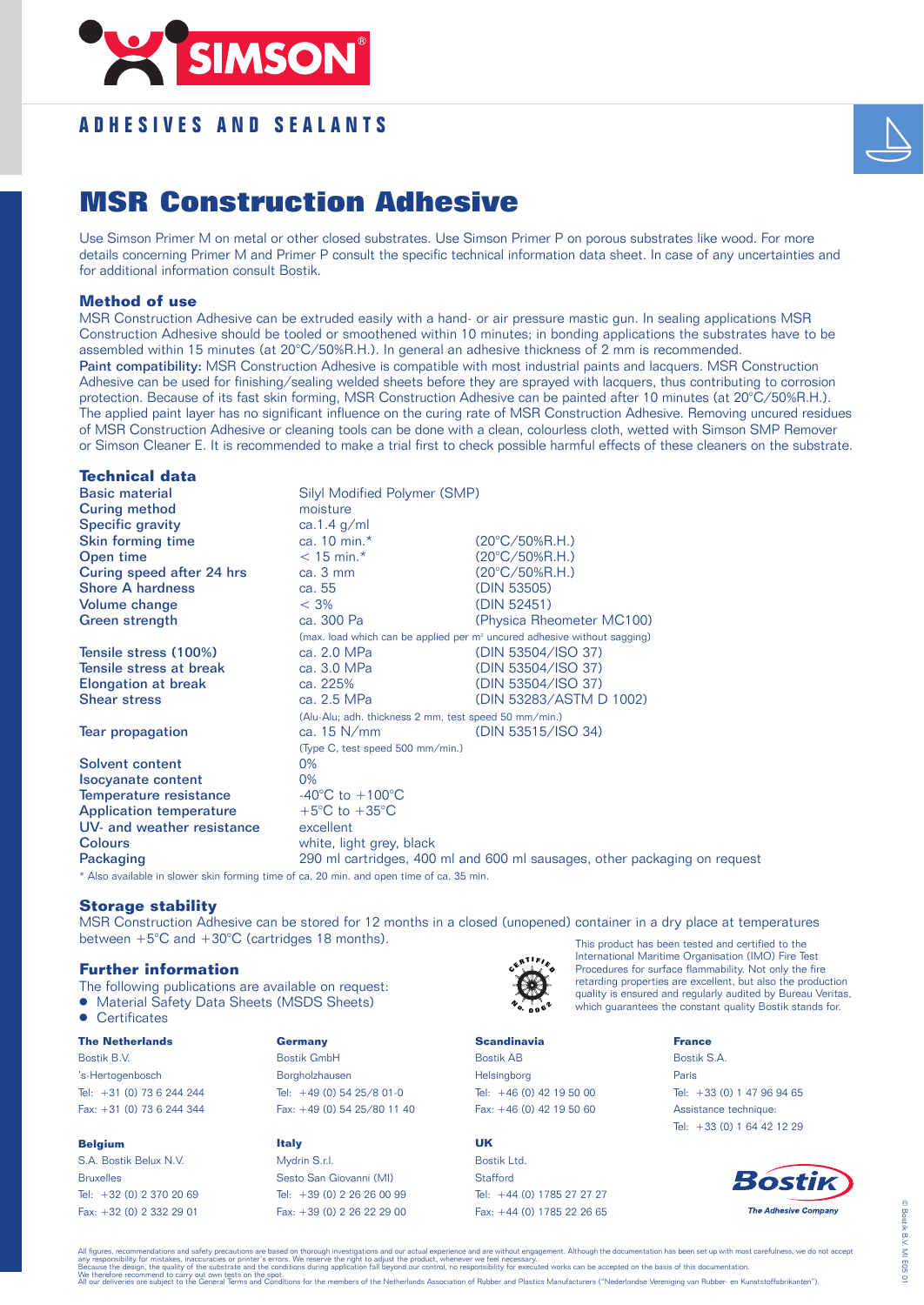**ADHESIVES AND SEALANTS**

# MSR Construction Adhesive

Use Simson Primer M on metal or other closed substrates. Use Simson Primer P on porous substrates like wood. For more details concerning Primer M and Primer P consult the specific technical information data sheet. In case of any uncertainties and for additional information consult Bostik.

## Method of use

MSR Construction Adhesive can be extruded easily with a hand- or air pressure mastic gun. In sealing applications MSR Construction Adhesive should be tooled or smoothened within 10 minutes; in bonding applications the substrates have to be assembled within 15 minutes (at 20°C/50%R.H.). In general an adhesive thickness of 2 mm is recommended.

**Paint compatibility:** MSR Construction Adhesive is compatible with most industrial paints and lacquers. MSR Construction Adhesive can be used for finishing/sealing welded sheets before they are sprayed with lacquers, thus contributing to corrosion protection. Because of its fast skin forming, MSR Construction Adhesive can be painted after 10 minutes (at 20°C/50%R.H.). The applied paint layer has no significant influence on the curing rate of MSR Construction Adhesive. Removing uncured residues of MSR Construction Adhesive or cleaning tools can be done with a clean, colourless cloth, wetted with Simson SMP Remover or Simson Cleaner E. It is recommended to make a trial first to check possible harmful effects of these cleaners on the substrate.

## Technical data

| | | |
|---|---|---|
| Basic material | Silyl Modified Polymer (SMP) | |
| Curing method | moisture | |
| Specific gravity | ca.1.4 g/ml | |
| Skin forming time | ca. 10 min.* | (20°C/50%R.H.) |
| Open time | < 15 min.* | (20°C/50%R.H.) |
| Curing speed after 24 hrs | ca. 3 mm | (20°C/50%R.H.) |
| Shore A hardness | ca. 55 | (DIN 53505) |
| Volume change | < 3% | (DIN 52451) |
| Green strength | ca. 300 Pa (max. load which can be applied per m² uncured adhesive without sagging) | (Physica Rheometer MC100) |
| Tensile stress (100%) | ca. 2.0 MPa | (DIN 53504/ISO 37) |
| Tensile stress at break | ca. 3.0 MPa | (DIN 53504/ISO 37) |
| Elongation at break | ca. 225% | (DIN 53504/ISO 37) |
| Shear stress | ca. 2.5 MPa (Alu-Alu; adh. thickness 2 mm, test speed 50 mm/min.) | (DIN 53283/ASTM D 1002) |
| Tear propagation | ca. 15 N/mm (Type C, test speed 500 mm/min.) | (DIN 53515/ISO 34) |
| Solvent content | 0% | |
| Isocyanate content | 0% | |
| Temperature resistance | -40°C to +100°C | |
| Application temperature | +5°C to +35°C | |
| UV- and weather resistance | excellent | |
| Colours | white, light grey, black | |
| Packaging | 290 ml cartridges, 400 ml and 600 ml sausages, other packaging on request | |

* Also available in slower skin forming time of ca. 20 min. and open time of ca. 35 min.

## Storage stability

MSR Construction Adhesive can be stored for 12 months in a closed (unopened) container in a dry place at temperatures between +5°C and +30°C (cartridges 18 months).

## Further information

The following publications are available on request:

- Material Safety Data Sheets (MSDS Sheets)
- Certificates

CERTIFIED No. 0062

This product has been tested and certified to the International Maritime Organisation (IMO) Fire Test Procedures for surface flammability. Not only the fire retarding properties are excellent, but also the production quality is ensured and regularly audited by Bureau Veritas, which guarantees the constant quality Bostik stands for.

**The Netherlands**
Bostik B.V.
's-Hertogenbosch
Tel: +31 (0) 73 6 244 244
Fax: +31 (0) 73 6 244 344

**Belgium**
S.A. Bostik Belux N.V.
Bruxelles
Tel: +32 (0) 2 370 20 69
Fax: +32 (0) 2 332 29 01

**Germany**
Bostik GmbH
Borgholzhausen
Tel: +49 (0) 54 25/8 01-0
Fax: +49 (0) 54 25/80 11 40

**Italy**
Mydrin S.r.l.
Sesto San Giovanni (MI)
Tel: +39 (0) 2 26 26 00 99
Fax: +39 (0) 2 26 22 29 00

**Scandinavia**
Bostik AB
Helsingborg
Tel: +46 (0) 42 19 50 00
Fax: +46 (0) 42 19 50 60

**UK**
Bostik Ltd.
Stafford
Tel: +44 (0) 1785 27 27 27
Fax: +44 (0) 1785 22 26 65

**France**
Bostik S.A.
Paris
Tel: +33 (0) 1 47 96 94 65
Assistance technique:
Tel: +33 (0) 1 64 42 12 29

Bostik *The Adhesive Company*

© Bostik B.V. MI E05 01

All figures, recommendations and safety precautions are based on thorough investigations and our actual experience and are without engagement. Although the documentation has been set up with most carefulness, we do not accept any responsibility for mistakes, inaccuracies or printer's errors. We reserve the right to adjust the product, whenever we feel necessary. Because the design, the quality of the substrate and the conditions during application fall beyond our control, no responsibility for executed works can be accepted on the basis of this documentation. We therefore recommend to carry out own tests on the spot. All our deliveries are subject to the General Terms and Conditions for the members of the Netherlands Association of Rubber and Plastics Manufacturers ("Nederlandse Vereniging van Rubber- en Kunststoffabrikanten").